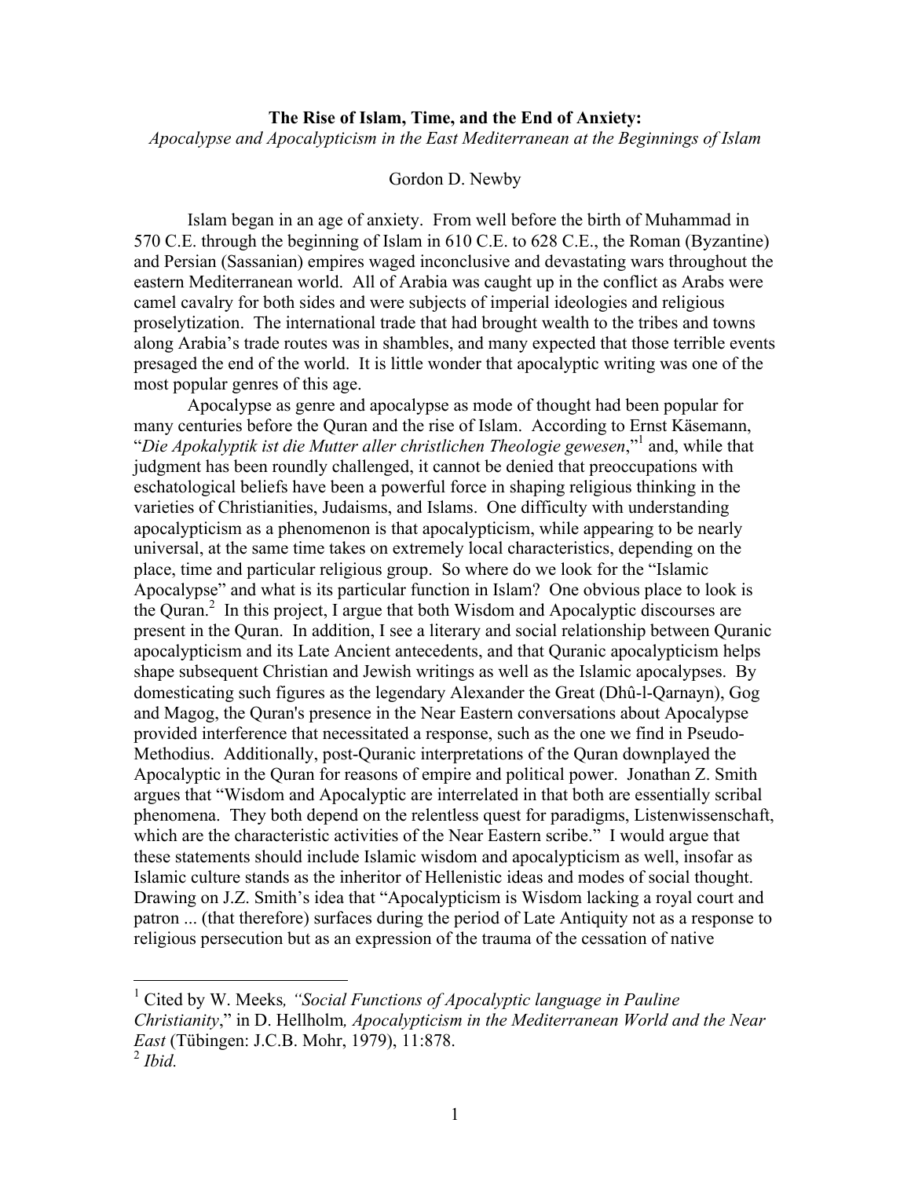# The Rise of Islam, Time, and the End of Anxiety:

*Apocalypse and Apocalypticism in the East Mediterranean at the Beginnings of Islam*

Gordon D. Newby

Islam began in an age of anxiety. From well before the birth of Muhammad in 570 C.E. through the beginning of Islam in 610 C.E. to 628 C.E., the Roman (Byzantine) and Persian (Sassanian) empires waged inconclusive and devastating wars throughout the eastern Mediterranean world. All of Arabia was caught up in the conflict as Arabs were camel cavalry for both sides and were subjects of imperial ideologies and religious proselytization. The international trade that had brought wealth to the tribes and towns along Arabia's trade routes was in shambles, and many expected that those terrible events presaged the end of the world. It is little wonder that apocalyptic writing was one of the most popular genres of this age.

Apocalypse as genre and apocalypse as mode of thought had been popular for many centuries before the Quran and the rise of Islam. According to Ernst Käsemann, "*Die Apokalyptik ist die Mutter aller christlichen Theologie gewesen*,"[1] and, while that judgment has been roundly challenged, it cannot be denied that preoccupations with eschatological beliefs have been a powerful force in shaping religious thinking in the varieties of Christianities, Judaisms, and Islams. One difficulty with understanding apocalypticism as a phenomenon is that apocalypticism, while appearing to be nearly universal, at the same time takes on extremely local characteristics, depending on the place, time and particular religious group. So where do we look for the "Islamic Apocalypse" and what is its particular function in Islam? One obvious place to look is the Quran.[2] In this project, I argue that both Wisdom and Apocalyptic discourses are present in the Quran. In addition, I see a literary and social relationship between Quranic apocalypticism and its Late Ancient antecedents, and that Quranic apocalypticism helps shape subsequent Christian and Jewish writings as well as the Islamic apocalypses. By domesticating such figures as the legendary Alexander the Great (Dhû-l-Qarnayn), Gog and Magog, the Quran's presence in the Near Eastern conversations about Apocalypse provided interference that necessitated a response, such as the one we find in Pseudo-Methodius. Additionally, post-Quranic interpretations of the Quran downplayed the Apocalyptic in the Quran for reasons of empire and political power. Jonathan Z. Smith argues that "Wisdom and Apocalyptic are interrelated in that both are essentially scribal phenomena. They both depend on the relentless quest for paradigms, Listenwissenschaft, which are the characteristic activities of the Near Eastern scribe." I would argue that these statements should include Islamic wisdom and apocalypticism as well, insofar as Islamic culture stands as the inheritor of Hellenistic ideas and modes of social thought. Drawing on J.Z. Smith's idea that "Apocalypticism is Wisdom lacking a royal court and patron ... (that therefore) surfaces during the period of Late Antiquity not as a response to religious persecution but as an expression of the trauma of the cessation of native

---

[1] Cited by W. Meeks*, "Social Functions of Apocalyptic language in Pauline Christianity*," in D. Hellholm*, Apocalypticism in the Mediterranean World and the Near East* (Tübingen: J.C.B. Mohr, 1979), 11:878.

[2] *Ibid.*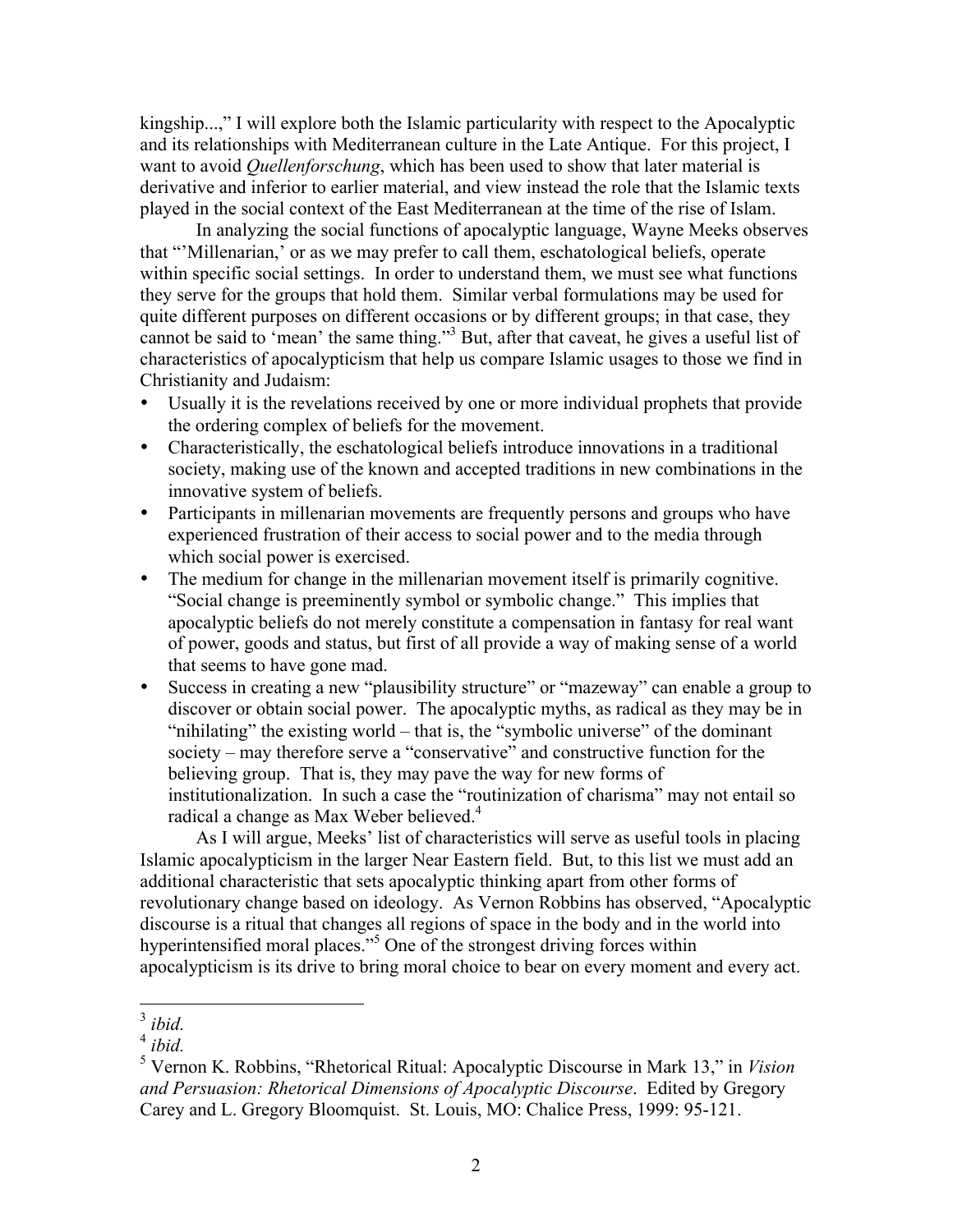kingship...," I will explore both the Islamic particularity with respect to the Apocalyptic and its relationships with Mediterranean culture in the Late Antique. For this project, I want to avoid *Quellenforschung*, which has been used to show that later material is derivative and inferior to earlier material, and view instead the role that the Islamic texts played in the social context of the East Mediterranean at the time of the rise of Islam.

In analyzing the social functions of apocalyptic language, Wayne Meeks observes that "'Millenarian,' or as we may prefer to call them, eschatological beliefs, operate within specific social settings. In order to understand them, we must see what functions they serve for the groups that hold them. Similar verbal formulations may be used for quite different purposes on different occasions or by different groups; in that case, they cannot be said to 'mean' the same thing."[3] But, after that caveat, he gives a useful list of characteristics of apocalypticism that help us compare Islamic usages to those we find in Christianity and Judaism:

- Usually it is the revelations received by one or more individual prophets that provide the ordering complex of beliefs for the movement.
- Characteristically, the eschatological beliefs introduce innovations in a traditional society, making use of the known and accepted traditions in new combinations in the innovative system of beliefs.
- Participants in millenarian movements are frequently persons and groups who have experienced frustration of their access to social power and to the media through which social power is exercised.
- The medium for change in the millenarian movement itself is primarily cognitive. "Social change is preeminently symbol or symbolic change." This implies that apocalyptic beliefs do not merely constitute a compensation in fantasy for real want of power, goods and status, but first of all provide a way of making sense of a world that seems to have gone mad.
- Success in creating a new "plausibility structure" or "mazeway" can enable a group to discover or obtain social power. The apocalyptic myths, as radical as they may be in "nihilating" the existing world – that is, the "symbolic universe" of the dominant society – may therefore serve a "conservative" and constructive function for the believing group. That is, they may pave the way for new forms of institutionalization. In such a case the "routinization of charisma" may not entail so radical a change as Max Weber believed.[4]

As I will argue, Meeks' list of characteristics will serve as useful tools in placing Islamic apocalypticism in the larger Near Eastern field. But, to this list we must add an additional characteristic that sets apocalyptic thinking apart from other forms of revolutionary change based on ideology. As Vernon Robbins has observed, "Apocalyptic discourse is a ritual that changes all regions of space in the body and in the world into hyperintensified moral places."[5] One of the strongest driving forces within apocalypticism is its drive to bring moral choice to bear on every moment and every act.

---

[3] *ibid.*

[4] *ibid.*

[5] Vernon K. Robbins, "Rhetorical Ritual: Apocalyptic Discourse in Mark 13," in *Vision and Persuasion: Rhetorical Dimensions of Apocalyptic Discourse*. Edited by Gregory Carey and L. Gregory Bloomquist. St. Louis, MO: Chalice Press, 1999: 95-121.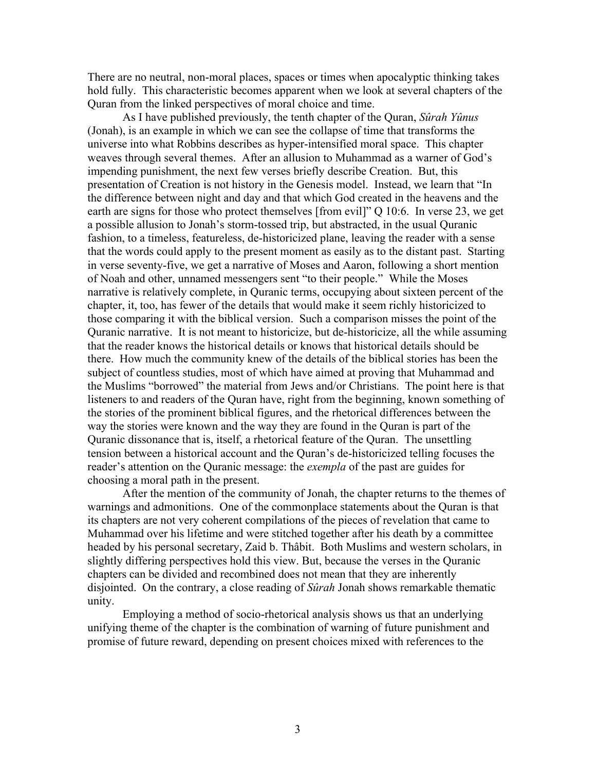There are no neutral, non-moral places, spaces or times when apocalyptic thinking takes hold fully. This characteristic becomes apparent when we look at several chapters of the Quran from the linked perspectives of moral choice and time.

As I have published previously, the tenth chapter of the Quran, *Sûrah Yûnus* (Jonah), is an example in which we can see the collapse of time that transforms the universe into what Robbins describes as hyper-intensified moral space. This chapter weaves through several themes. After an allusion to Muhammad as a warner of God's impending punishment, the next few verses briefly describe Creation. But, this presentation of Creation is not history in the Genesis model. Instead, we learn that "In the difference between night and day and that which God created in the heavens and the earth are signs for those who protect themselves [from evil]" Q 10:6. In verse 23, we get a possible allusion to Jonah's storm-tossed trip, but abstracted, in the usual Quranic fashion, to a timeless, featureless, de-historicized plane, leaving the reader with a sense that the words could apply to the present moment as easily as to the distant past. Starting in verse seventy-five, we get a narrative of Moses and Aaron, following a short mention of Noah and other, unnamed messengers sent "to their people." While the Moses narrative is relatively complete, in Quranic terms, occupying about sixteen percent of the chapter, it, too, has fewer of the details that would make it seem richly historicized to those comparing it with the biblical version. Such a comparison misses the point of the Quranic narrative. It is not meant to historicize, but de-historicize, all the while assuming that the reader knows the historical details or knows that historical details should be there. How much the community knew of the details of the biblical stories has been the subject of countless studies, most of which have aimed at proving that Muhammad and the Muslims "borrowed" the material from Jews and/or Christians. The point here is that listeners to and readers of the Quran have, right from the beginning, known something of the stories of the prominent biblical figures, and the rhetorical differences between the way the stories were known and the way they are found in the Quran is part of the Quranic dissonance that is, itself, a rhetorical feature of the Quran. The unsettling tension between a historical account and the Quran's de-historicized telling focuses the reader's attention on the Quranic message: the *exempla* of the past are guides for choosing a moral path in the present.

After the mention of the community of Jonah, the chapter returns to the themes of warnings and admonitions. One of the commonplace statements about the Quran is that its chapters are not very coherent compilations of the pieces of revelation that came to Muhammad over his lifetime and were stitched together after his death by a committee headed by his personal secretary, Zaid b. Thâbit. Both Muslims and western scholars, in slightly differing perspectives hold this view. But, because the verses in the Quranic chapters can be divided and recombined does not mean that they are inherently disjointed. On the contrary, a close reading of *Sûrah* Jonah shows remarkable thematic unity.

Employing a method of socio-rhetorical analysis shows us that an underlying unifying theme of the chapter is the combination of warning of future punishment and promise of future reward, depending on present choices mixed with references to the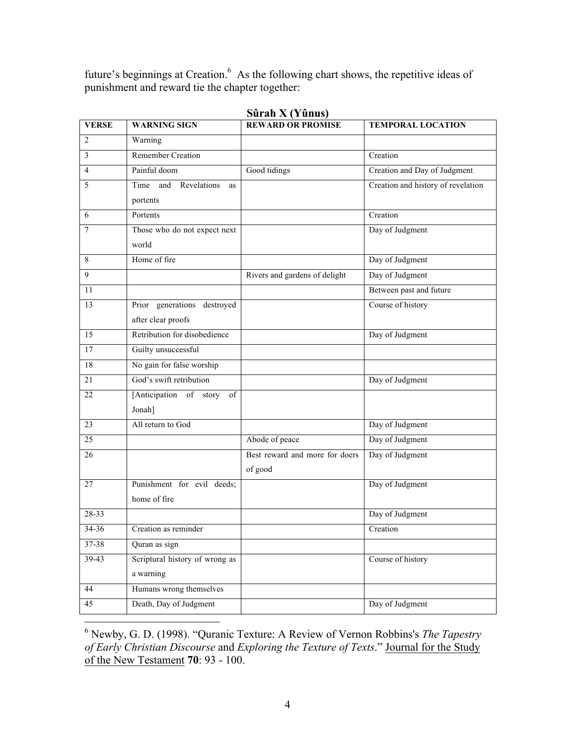future's beginnings at Creation.[6] As the following chart shows, the repetitive ideas of punishment and reward tie the chapter together:

**Sûrah X (Yûnus)**

| VERSE | WARNING SIGN | REWARD OR PROMISE | TEMPORAL LOCATION |
|---|---|---|---|
| 2 | Warning | | |
| 3 | Remember Creation | | Creation |
| 4 | Painful doom | Good tidings | Creation and Day of Judgment |
| 5 | Time and Revelations as portents | | Creation and history of revelation |
| 6 | Portents | | Creation |
| 7 | Those who do not expect next world | | Day of Judgment |
| 8 | Home of fire | | Day of Judgment |
| 9 | | Rivers and gardens of delight | Day of Judgment |
| 11 | | | Between past and future |
| 13 | Prior generations destroyed after clear proofs | | Course of history |
| 15 | Retribution for disobedience | | Day of Judgment |
| 17 | Guilty unsuccessful | | |
| 18 | No gain for false worship | | |
| 21 | God's swift retribution | | Day of Judgment |
| 22 | [Anticipation of story of Jonah] | | |
| 23 | All return to God | | Day of Judgment |
| 25 | | Abode of peace | Day of Judgment |
| 26 | | Best reward and more for doers of good | Day of Judgment |
| 27 | Punishment for evil deeds; home of fire | | Day of Judgment |
| 28-33 | | | Day of Judgment |
| 34-36 | Creation as reminder | | Creation |
| 37-38 | Quran as sign | | |
| 39-43 | Scriptural history of wrong as a warning | | Course of history |
| 44 | Humans wrong themselves | | |
| 45 | Death, Day of Judgment | | Day of Judgment |

[6] Newby, G. D. (1998). "Quranic Texture: A Review of Vernon Robbins's *The Tapestry of Early Christian Discourse* and *Exploring the Texture of Texts*." Journal for the Study of the New Testament **70**: 93 - 100.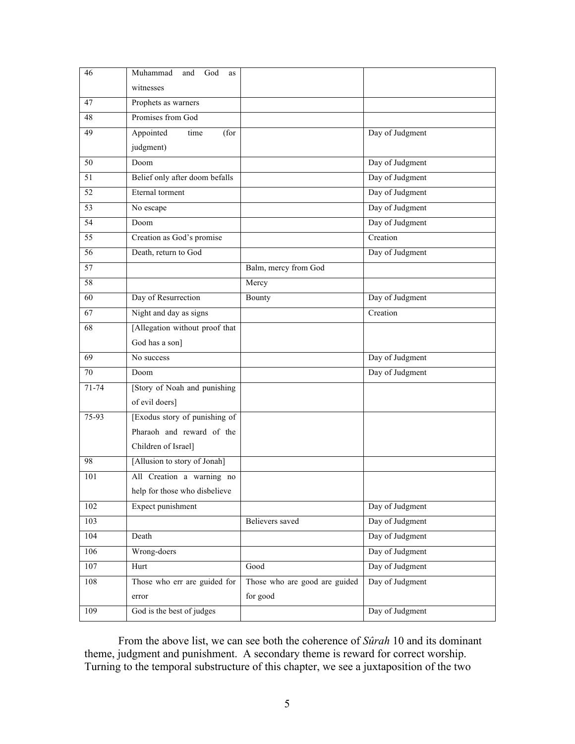| | | | |
|---|---|---|---|
| 46 | Muhammad and God as witnesses | | |
| 47 | Prophets as warners | | |
| 48 | Promises from God | | |
| 49 | Appointed time (for judgment) | | Day of Judgment |
| 50 | Doom | | Day of Judgment |
| 51 | Belief only after doom befalls | | Day of Judgment |
| 52 | Eternal torment | | Day of Judgment |
| 53 | No escape | | Day of Judgment |
| 54 | Doom | | Day of Judgment |
| 55 | Creation as God's promise | | Creation |
| 56 | Death, return to God | | Day of Judgment |
| 57 | | Balm, mercy from God | |
| 58 | | Mercy | |
| 60 | Day of Resurrection | Bounty | Day of Judgment |
| 67 | Night and day as signs | | Creation |
| 68 | [Allegation without proof that God has a son] | | |
| 69 | No success | | Day of Judgment |
| 70 | Doom | | Day of Judgment |
| 71-74 | [Story of Noah and punishing of evil doers] | | |
| 75-93 | [Exodus story of punishing of Pharaoh and reward of the Children of Israel] | | |
| 98 | [Allusion to story of Jonah] | | |
| 101 | All Creation a warning no help for those who disbelieve | | |
| 102 | Expect punishment | | Day of Judgment |
| 103 | | Believers saved | Day of Judgment |
| 104 | Death | | Day of Judgment |
| 106 | Wrong-doers | | Day of Judgment |
| 107 | Hurt | Good | Day of Judgment |
| 108 | Those who err are guided for error | Those who are good are guided for good | Day of Judgment |
| 109 | God is the best of judges | | Day of Judgment |

From the above list, we can see both the coherence of *Sûrah* 10 and its dominant theme, judgment and punishment. A secondary theme is reward for correct worship. Turning to the temporal substructure of this chapter, we see a juxtaposition of the two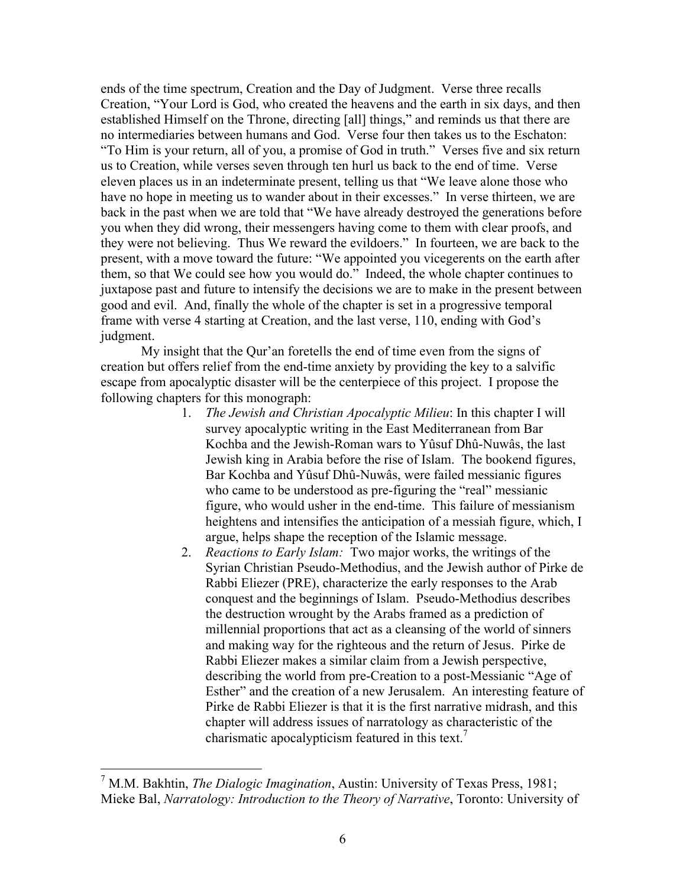ends of the time spectrum, Creation and the Day of Judgment. Verse three recalls Creation, "Your Lord is God, who created the heavens and the earth in six days, and then established Himself on the Throne, directing [all] things," and reminds us that there are no intermediaries between humans and God. Verse four then takes us to the Eschaton: "To Him is your return, all of you, a promise of God in truth." Verses five and six return us to Creation, while verses seven through ten hurl us back to the end of time. Verse eleven places us in an indeterminate present, telling us that "We leave alone those who have no hope in meeting us to wander about in their excesses." In verse thirteen, we are back in the past when we are told that "We have already destroyed the generations before you when they did wrong, their messengers having come to them with clear proofs, and they were not believing. Thus We reward the evildoers." In fourteen, we are back to the present, with a move toward the future: "We appointed you vicegerents on the earth after them, so that We could see how you would do." Indeed, the whole chapter continues to juxtapose past and future to intensify the decisions we are to make in the present between good and evil. And, finally the whole of the chapter is set in a progressive temporal frame with verse 4 starting at Creation, and the last verse, 110, ending with God's judgment.

My insight that the Qur'an foretells the end of time even from the signs of creation but offers relief from the end-time anxiety by providing the key to a salvific escape from apocalyptic disaster will be the centerpiece of this project. I propose the following chapters for this monograph:

1. *The Jewish and Christian Apocalyptic Milieu*: In this chapter I will survey apocalyptic writing in the East Mediterranean from Bar Kochba and the Jewish-Roman wars to Yûsuf Dhû-Nuwâs, the last Jewish king in Arabia before the rise of Islam. The bookend figures, Bar Kochba and Yûsuf Dhû-Nuwâs, were failed messianic figures who came to be understood as pre-figuring the "real" messianic figure, who would usher in the end-time. This failure of messianism heightens and intensifies the anticipation of a messiah figure, which, I argue, helps shape the reception of the Islamic message.
2. *Reactions to Early Islam:* Two major works, the writings of the Syrian Christian Pseudo-Methodius, and the Jewish author of Pirke de Rabbi Eliezer (PRE), characterize the early responses to the Arab conquest and the beginnings of Islam. Pseudo-Methodius describes the destruction wrought by the Arabs framed as a prediction of millennial proportions that act as a cleansing of the world of sinners and making way for the righteous and the return of Jesus. Pirke de Rabbi Eliezer makes a similar claim from a Jewish perspective, describing the world from pre-Creation to a post-Messianic "Age of Esther" and the creation of a new Jerusalem. An interesting feature of Pirke de Rabbi Eliezer is that it is the first narrative midrash, and this chapter will address issues of narratology as characteristic of the charismatic apocalypticism featured in this text.[7]

[7] M.M. Bakhtin, *The Dialogic Imagination*, Austin: University of Texas Press, 1981; Mieke Bal, *Narratology: Introduction to the Theory of Narrative*, Toronto: University of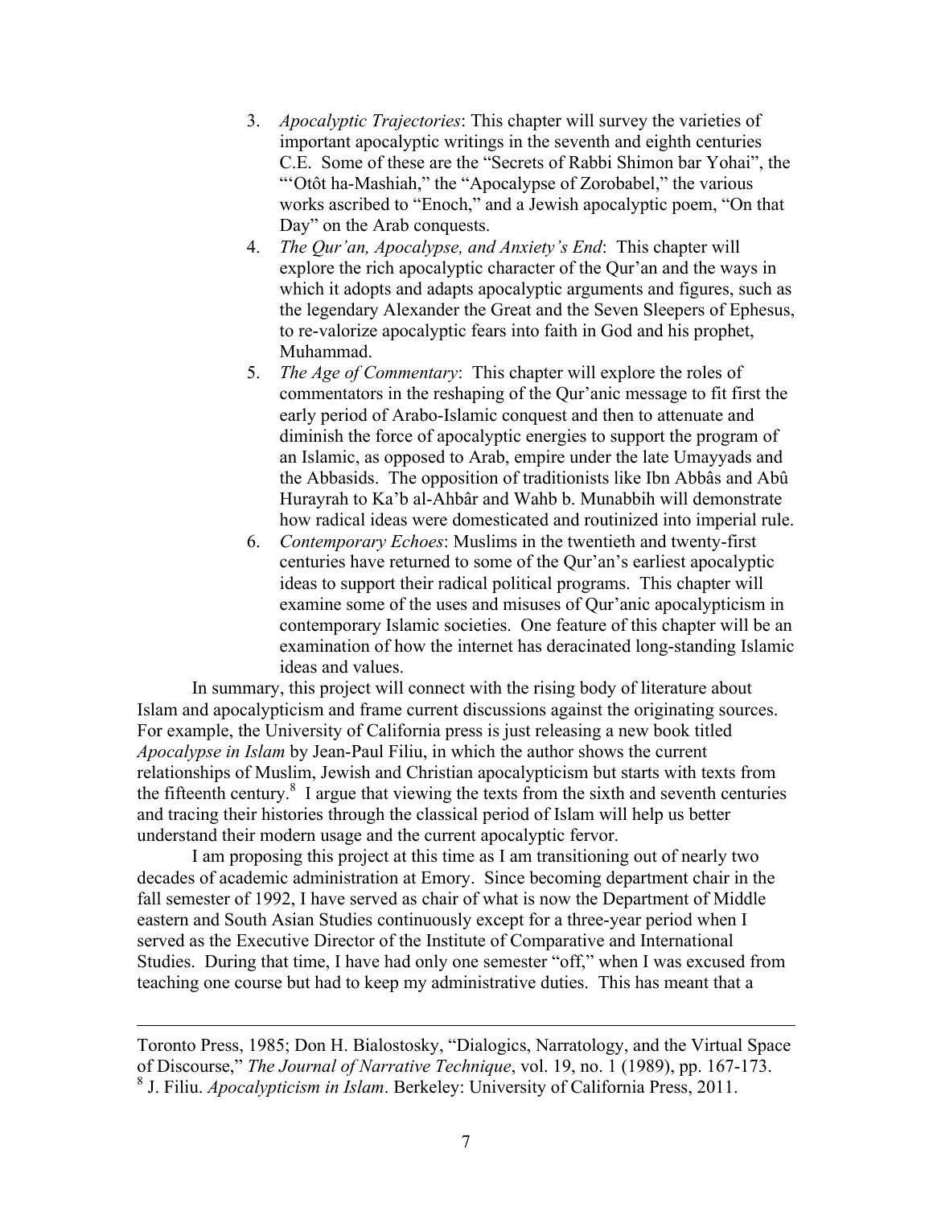3. *Apocalyptic Trajectories*: This chapter will survey the varieties of important apocalyptic writings in the seventh and eighth centuries C.E. Some of these are the "Secrets of Rabbi Shimon bar Yohai", the "'Otôt ha-Mashiah," the "Apocalypse of Zorobabel," the various works ascribed to "Enoch," and a Jewish apocalyptic poem, "On that Day" on the Arab conquests.
4. *The Qur'an, Apocalypse, and Anxiety's End*: This chapter will explore the rich apocalyptic character of the Qur'an and the ways in which it adopts and adapts apocalyptic arguments and figures, such as the legendary Alexander the Great and the Seven Sleepers of Ephesus, to re-valorize apocalyptic fears into faith in God and his prophet, Muhammad.
5. *The Age of Commentary*: This chapter will explore the roles of commentators in the reshaping of the Qur'anic message to fit first the early period of Arabo-Islamic conquest and then to attenuate and diminish the force of apocalyptic energies to support the program of an Islamic, as opposed to Arab, empire under the late Umayyads and the Abbasids. The opposition of traditionists like Ibn Abbâs and Abû Hurayrah to Ka'b al-Ahbâr and Wahb b. Munabbih will demonstrate how radical ideas were domesticated and routinized into imperial rule.
6. *Contemporary Echoes*: Muslims in the twentieth and twenty-first centuries have returned to some of the Qur'an's earliest apocalyptic ideas to support their radical political programs. This chapter will examine some of the uses and misuses of Qur'anic apocalypticism in contemporary Islamic societies. One feature of this chapter will be an examination of how the internet has deracinated long-standing Islamic ideas and values.

In summary, this project will connect with the rising body of literature about Islam and apocalypticism and frame current discussions against the originating sources. For example, the University of California press is just releasing a new book titled *Apocalypse in Islam* by Jean-Paul Filiu, in which the author shows the current relationships of Muslim, Jewish and Christian apocalypticism but starts with texts from the fifteenth century.[8] I argue that viewing the texts from the sixth and seventh centuries and tracing their histories through the classical period of Islam will help us better understand their modern usage and the current apocalyptic fervor.

I am proposing this project at this time as I am transitioning out of nearly two decades of academic administration at Emory. Since becoming department chair in the fall semester of 1992, I have served as chair of what is now the Department of Middle eastern and South Asian Studies continuously except for a three-year period when I served as the Executive Director of the Institute of Comparative and International Studies. During that time, I have had only one semester "off," when I was excused from teaching one course but had to keep my administrative duties. This has meant that a

---

Toronto Press, 1985; Don H. Bialostosky, "Dialogics, Narratology, and the Virtual Space of Discourse," *The Journal of Narrative Technique*, vol. 19, no. 1 (1989), pp. 167-173.

[8] J. Filiu. *Apocalypticism in Islam*. Berkeley: University of California Press, 2011.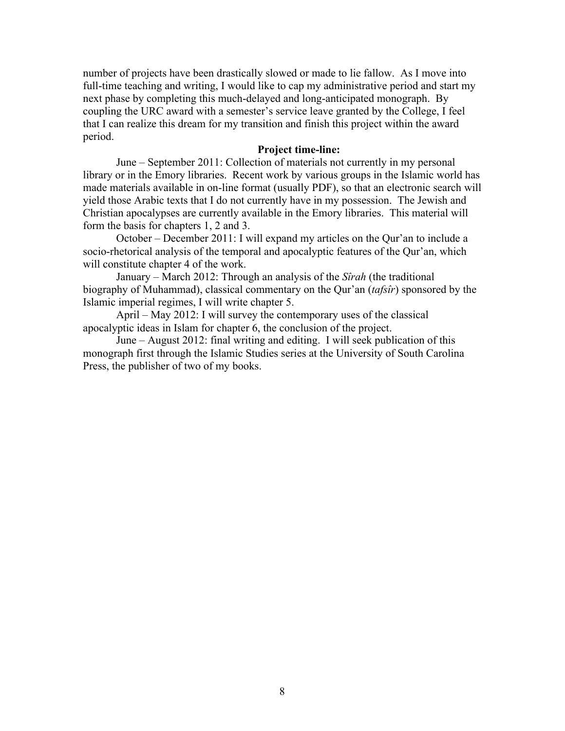number of projects have been drastically slowed or made to lie fallow. As I move into full-time teaching and writing, I would like to cap my administrative period and start my next phase by completing this much-delayed and long-anticipated monograph. By coupling the URC award with a semester's service leave granted by the College, I feel that I can realize this dream for my transition and finish this project within the award period.

**Project time-line:**

June – September 2011: Collection of materials not currently in my personal library or in the Emory libraries. Recent work by various groups in the Islamic world has made materials available in on-line format (usually PDF), so that an electronic search will yield those Arabic texts that I do not currently have in my possession. The Jewish and Christian apocalypses are currently available in the Emory libraries. This material will form the basis for chapters 1, 2 and 3.

October – December 2011: I will expand my articles on the Qur'an to include a socio-rhetorical analysis of the temporal and apocalyptic features of the Qur'an, which will constitute chapter 4 of the work.

January – March 2012: Through an analysis of the *Sîrah* (the traditional biography of Muhammad), classical commentary on the Qur'an (*tafsîr*) sponsored by the Islamic imperial regimes, I will write chapter 5.

April – May 2012: I will survey the contemporary uses of the classical apocalyptic ideas in Islam for chapter 6, the conclusion of the project.

June – August 2012: final writing and editing. I will seek publication of this monograph first through the Islamic Studies series at the University of South Carolina Press, the publisher of two of my books.